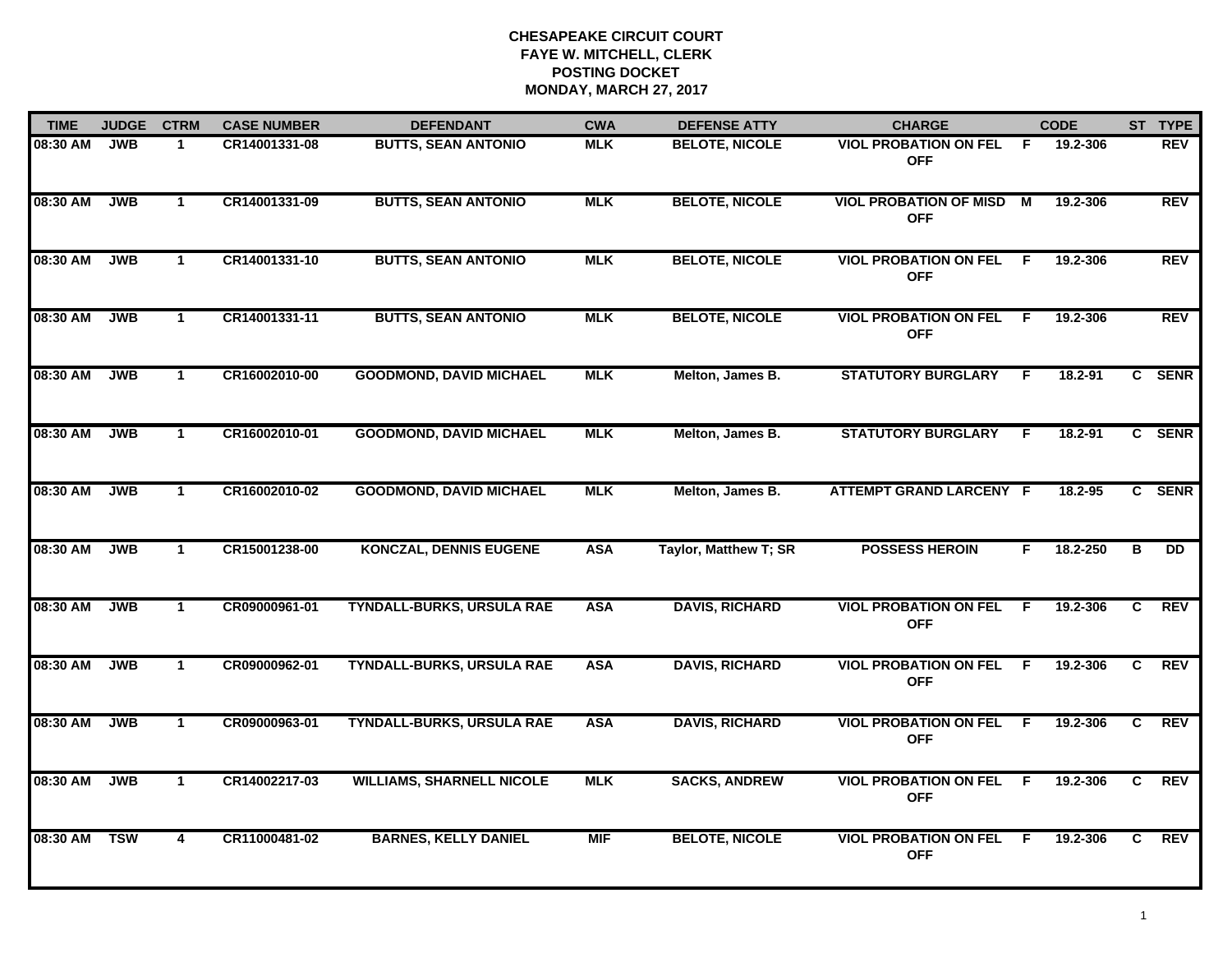**CHESAPEAKE CIRCUIT COURT**
**FAYE W. MITCHELL, CLERK**
**POSTING DOCKET**
**MONDAY, MARCH 27, 2017**

| TIME | JUDGE | CTRM | CASE NUMBER | DEFENDANT | CWA | DEFENSE ATTY | CHARGE | | CODE | ST | TYPE |
|---|---|---|---|---|---|---|---|---|---|---|---|
| 08:30 AM | JWB | 1 | CR14001331-08 | BUTTS, SEAN ANTONIO | MLK | BELOTE, NICOLE | VIOL PROBATION ON FEL OFF | F | 19.2-306 | | REV |
| 08:30 AM | JWB | 1 | CR14001331-09 | BUTTS, SEAN ANTONIO | MLK | BELOTE, NICOLE | VIOL PROBATION OF MISD OFF | M | 19.2-306 | | REV |
| 08:30 AM | JWB | 1 | CR14001331-10 | BUTTS, SEAN ANTONIO | MLK | BELOTE, NICOLE | VIOL PROBATION ON FEL OFF | F | 19.2-306 | | REV |
| 08:30 AM | JWB | 1 | CR14001331-11 | BUTTS, SEAN ANTONIO | MLK | BELOTE, NICOLE | VIOL PROBATION ON FEL OFF | F | 19.2-306 | | REV |
| 08:30 AM | JWB | 1 | CR16002010-00 | GOODMOND, DAVID MICHAEL | MLK | Melton, James B. | STATUTORY BURGLARY | F | 18.2-91 | C | SENR |
| 08:30 AM | JWB | 1 | CR16002010-01 | GOODMOND, DAVID MICHAEL | MLK | Melton, James B. | STATUTORY BURGLARY | F | 18.2-91 | C | SENR |
| 08:30 AM | JWB | 1 | CR16002010-02 | GOODMOND, DAVID MICHAEL | MLK | Melton, James B. | ATTEMPT GRAND LARCENY | F | 18.2-95 | C | SENR |
| 08:30 AM | JWB | 1 | CR15001238-00 | KONCZAL, DENNIS EUGENE | ASA | Taylor, Matthew T; SR | POSSESS HEROIN | F | 18.2-250 | B | DD |
| 08:30 AM | JWB | 1 | CR09000961-01 | TYNDALL-BURKS, URSULA RAE | ASA | DAVIS, RICHARD | VIOL PROBATION ON FEL OFF | F | 19.2-306 | C | REV |
| 08:30 AM | JWB | 1 | CR09000962-01 | TYNDALL-BURKS, URSULA RAE | ASA | DAVIS, RICHARD | VIOL PROBATION ON FEL OFF | F | 19.2-306 | C | REV |
| 08:30 AM | JWB | 1 | CR09000963-01 | TYNDALL-BURKS, URSULA RAE | ASA | DAVIS, RICHARD | VIOL PROBATION ON FEL OFF | F | 19.2-306 | C | REV |
| 08:30 AM | JWB | 1 | CR14002217-03 | WILLIAMS, SHARNELL NICOLE | MLK | SACKS, ANDREW | VIOL PROBATION ON FEL OFF | F | 19.2-306 | C | REV |
| 08:30 AM | TSW | 4 | CR11000481-02 | BARNES, KELLY DANIEL | MIF | BELOTE, NICOLE | VIOL PROBATION ON FEL OFF | F | 19.2-306 | C | REV |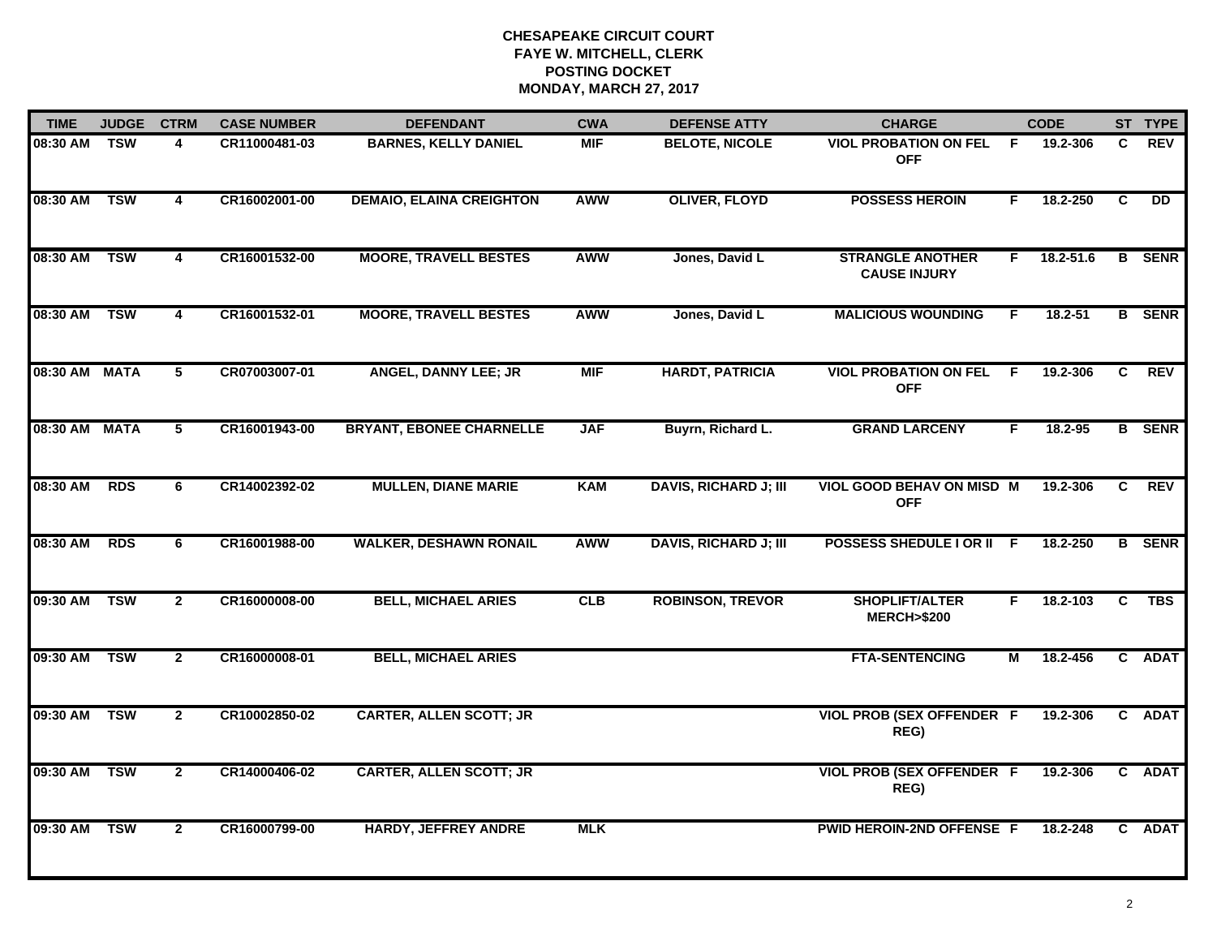**CHESAPEAKE CIRCUIT COURT**
**FAYE W. MITCHELL, CLERK**
**POSTING DOCKET**
**MONDAY, MARCH 27, 2017**

| TIME | JUDGE | CTRM | CASE NUMBER | DEFENDANT | CWA | DEFENSE ATTY | CHARGE | | CODE | ST | TYPE |
|---|---|---|---|---|---|---|---|---|---|---|---|
| 08:30 AM | TSW | 4 | CR11000481-03 | BARNES, KELLY DANIEL | MIF | BELOTE, NICOLE | VIOL PROBATION ON FEL OFF | F | 19.2-306 | C | REV |
| 08:30 AM | TSW | 4 | CR16002001-00 | DEMAIO, ELAINA CREIGHTON | AWW | OLIVER, FLOYD | POSSESS HEROIN | F | 18.2-250 | C | DD |
| 08:30 AM | TSW | 4 | CR16001532-00 | MOORE, TRAVELL BESTES | AWW | Jones, David L | STRANGLE ANOTHER CAUSE INJURY | F | 18.2-51.6 | B | SENR |
| 08:30 AM | TSW | 4 | CR16001532-01 | MOORE, TRAVELL BESTES | AWW | Jones, David L | MALICIOUS WOUNDING | F | 18.2-51 | B | SENR |
| 08:30 AM | MATA | 5 | CR07003007-01 | ANGEL, DANNY LEE; JR | MIF | HARDT, PATRICIA | VIOL PROBATION ON FEL OFF | F | 19.2-306 | C | REV |
| 08:30 AM | MATA | 5 | CR16001943-00 | BRYANT, EBONEE CHARNELLE | JAF | Buyrn, Richard L. | GRAND LARCENY | F | 18.2-95 | B | SENR |
| 08:30 AM | RDS | 6 | CR14002392-02 | MULLEN, DIANE MARIE | KAM | DAVIS, RICHARD J; III | VIOL GOOD BEHAV ON MISD OFF | M | 19.2-306 | C | REV |
| 08:30 AM | RDS | 6 | CR16001988-00 | WALKER, DESHAWN RONAIL | AWW | DAVIS, RICHARD J; III | POSSESS SHEDULE I OR II | F | 18.2-250 | B | SENR |
| 09:30 AM | TSW | 2 | CR16000008-00 | BELL, MICHAEL ARIES | CLB | ROBINSON, TREVOR | SHOPLIFT/ALTER MERCH>$200 | F | 18.2-103 | C | TBS |
| 09:30 AM | TSW | 2 | CR16000008-01 | BELL, MICHAEL ARIES | | | FTA-SENTENCING | M | 18.2-456 | C | ADAT |
| 09:30 AM | TSW | 2 | CR10002850-02 | CARTER, ALLEN SCOTT; JR | | | VIOL PROB (SEX OFFENDER REG) | F | 19.2-306 | C | ADAT |
| 09:30 AM | TSW | 2 | CR14000406-02 | CARTER, ALLEN SCOTT; JR | | | VIOL PROB (SEX OFFENDER REG) | F | 19.2-306 | C | ADAT |
| 09:30 AM | TSW | 2 | CR16000799-00 | HARDY, JEFFREY ANDRE | MLK | | PWID HEROIN-2ND OFFENSE | F | 18.2-248 | C | ADAT |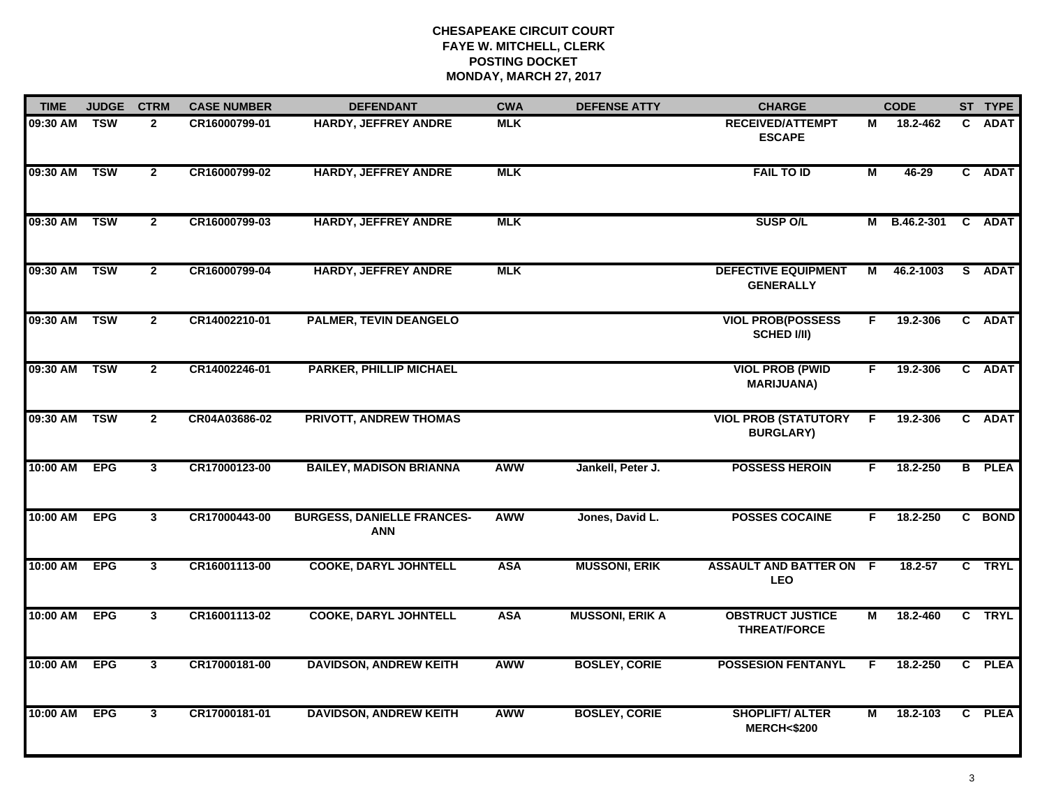# CHESAPEAKE CIRCUIT COURT
## FAYE W. MITCHELL, CLERK
## POSTING DOCKET
## MONDAY, MARCH 27, 2017

| TIME | JUDGE | CTRM | CASE NUMBER | DEFENDANT | CWA | DEFENSE ATTY | CHARGE | | CODE | ST | TYPE |
|---|---|---|---|---|---|---|---|---|---|---|---|
| 09:30 AM | TSW | 2 | CR16000799-01 | HARDY, JEFFREY ANDRE | MLK | | RECEIVED/ATTEMPT ESCAPE | M | 18.2-462 | C | ADAT |
| 09:30 AM | TSW | 2 | CR16000799-02 | HARDY, JEFFREY ANDRE | MLK | | FAIL TO ID | M | 46-29 | C | ADAT |
| 09:30 AM | TSW | 2 | CR16000799-03 | HARDY, JEFFREY ANDRE | MLK | | SUSP O/L | M | B.46.2-301 | C | ADAT |
| 09:30 AM | TSW | 2 | CR16000799-04 | HARDY, JEFFREY ANDRE | MLK | | DEFECTIVE EQUIPMENT GENERALLY | M | 46.2-1003 | S | ADAT |
| 09:30 AM | TSW | 2 | CR14002210-01 | PALMER, TEVIN DEANGELO | | | VIOL PROB(POSSESS SCHED I/II) | F | 19.2-306 | C | ADAT |
| 09:30 AM | TSW | 2 | CR14002246-01 | PARKER, PHILLIP MICHAEL | | | VIOL PROB (PWID MARIJUANA) | F | 19.2-306 | C | ADAT |
| 09:30 AM | TSW | 2 | CR04A03686-02 | PRIVOTT, ANDREW THOMAS | | | VIOL PROB (STATUTORY BURGLARY) | F | 19.2-306 | C | ADAT |
| 10:00 AM | EPG | 3 | CR17000123-00 | BAILEY, MADISON BRIANNA | AWW | Jankell, Peter J. | POSSESS HEROIN | F | 18.2-250 | B | PLEA |
| 10:00 AM | EPG | 3 | CR17000443-00 | BURGESS, DANIELLE FRANCES-ANN | AWW | Jones, David L. | POSSES COCAINE | F | 18.2-250 | C | BOND |
| 10:00 AM | EPG | 3 | CR16001113-00 | COOKE, DARYL JOHNTELL | ASA | MUSSONI, ERIK | ASSAULT AND BATTER ON LEO | F | 18.2-57 | C | TRYL |
| 10:00 AM | EPG | 3 | CR16001113-02 | COOKE, DARYL JOHNTELL | ASA | MUSSONI, ERIK A | OBSTRUCT JUSTICE THREAT/FORCE | M | 18.2-460 | C | TRYL |
| 10:00 AM | EPG | 3 | CR17000181-00 | DAVIDSON, ANDREW KEITH | AWW | BOSLEY, CORIE | POSSESION FENTANYL | F | 18.2-250 | C | PLEA |
| 10:00 AM | EPG | 3 | CR17000181-01 | DAVIDSON, ANDREW KEITH | AWW | BOSLEY, CORIE | SHOPLIFT/ ALTER MERCH<$200 | M | 18.2-103 | C | PLEA |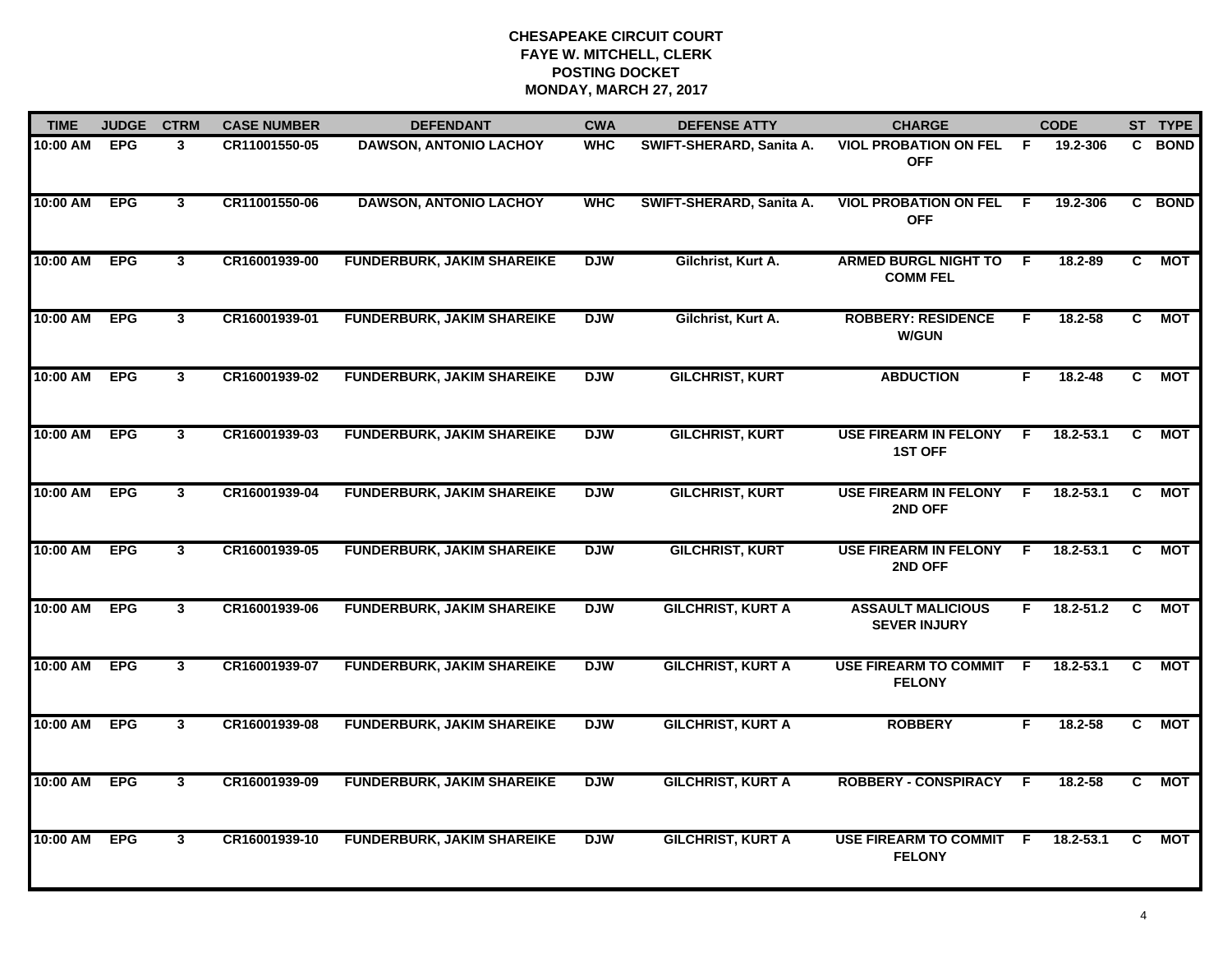# CHESAPEAKE CIRCUIT COURT
## FAYE W. MITCHELL, CLERK
## POSTING DOCKET
## MONDAY, MARCH 27, 2017

| TIME | JUDGE | CTRM | CASE NUMBER | DEFENDANT | CWA | DEFENSE ATTY | CHARGE | | CODE | ST | TYPE |
|---|---|---|---|---|---|---|---|---|---|---|---|
| 10:00 AM | EPG | 3 | CR11001550-05 | DAWSON, ANTONIO LACHOY | WHC | SWIFT-SHERARD, Sanita A. | VIOL PROBATION ON FEL OFF | F | 19.2-306 | C | BOND |
| 10:00 AM | EPG | 3 | CR11001550-06 | DAWSON, ANTONIO LACHOY | WHC | SWIFT-SHERARD, Sanita A. | VIOL PROBATION ON FEL OFF | F | 19.2-306 | C | BOND |
| 10:00 AM | EPG | 3 | CR16001939-00 | FUNDERBURK, JAKIM SHAREIKE | DJW | Gilchrist, Kurt A. | ARMED BURGL NIGHT TO COMM FEL | F | 18.2-89 | C | MOT |
| 10:00 AM | EPG | 3 | CR16001939-01 | FUNDERBURK, JAKIM SHAREIKE | DJW | Gilchrist, Kurt A. | ROBBERY: RESIDENCE W/GUN | F | 18.2-58 | C | MOT |
| 10:00 AM | EPG | 3 | CR16001939-02 | FUNDERBURK, JAKIM SHAREIKE | DJW | GILCHRIST, KURT | ABDUCTION | F | 18.2-48 | C | MOT |
| 10:00 AM | EPG | 3 | CR16001939-03 | FUNDERBURK, JAKIM SHAREIKE | DJW | GILCHRIST, KURT | USE FIREARM IN FELONY 1ST OFF | F | 18.2-53.1 | C | MOT |
| 10:00 AM | EPG | 3 | CR16001939-04 | FUNDERBURK, JAKIM SHAREIKE | DJW | GILCHRIST, KURT | USE FIREARM IN FELONY 2ND OFF | F | 18.2-53.1 | C | MOT |
| 10:00 AM | EPG | 3 | CR16001939-05 | FUNDERBURK, JAKIM SHAREIKE | DJW | GILCHRIST, KURT | USE FIREARM IN FELONY 2ND OFF | F | 18.2-53.1 | C | MOT |
| 10:00 AM | EPG | 3 | CR16001939-06 | FUNDERBURK, JAKIM SHAREIKE | DJW | GILCHRIST, KURT A | ASSAULT MALICIOUS SEVER INJURY | F | 18.2-51.2 | C | MOT |
| 10:00 AM | EPG | 3 | CR16001939-07 | FUNDERBURK, JAKIM SHAREIKE | DJW | GILCHRIST, KURT A | USE FIREARM TO COMMIT FELONY | F | 18.2-53.1 | C | MOT |
| 10:00 AM | EPG | 3 | CR16001939-08 | FUNDERBURK, JAKIM SHAREIKE | DJW | GILCHRIST, KURT A | ROBBERY | F | 18.2-58 | C | MOT |
| 10:00 AM | EPG | 3 | CR16001939-09 | FUNDERBURK, JAKIM SHAREIKE | DJW | GILCHRIST, KURT A | ROBBERY - CONSPIRACY | F | 18.2-58 | C | MOT |
| 10:00 AM | EPG | 3 | CR16001939-10 | FUNDERBURK, JAKIM SHAREIKE | DJW | GILCHRIST, KURT A | USE FIREARM TO COMMIT FELONY | F | 18.2-53.1 | C | MOT |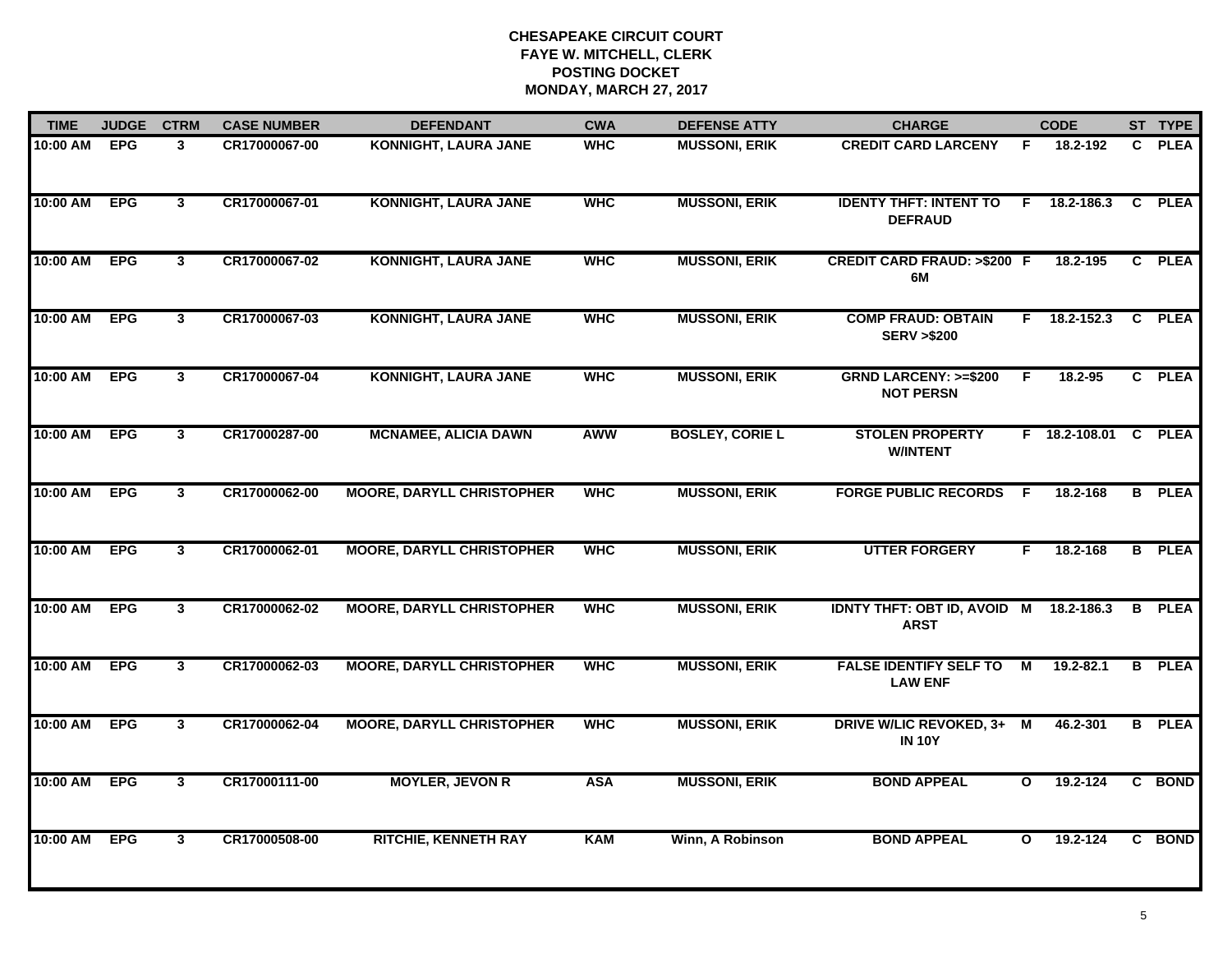**CHESAPEAKE CIRCUIT COURT**
**FAYE W. MITCHELL, CLERK**
**POSTING DOCKET**
**MONDAY, MARCH 27, 2017**

| TIME | JUDGE | CTRM | CASE NUMBER | DEFENDANT | CWA | DEFENSE ATTY | CHARGE | | CODE | ST | TYPE |
|---|---|---|---|---|---|---|---|---|---|---|---|
| 10:00 AM | EPG | 3 | CR17000067-00 | KONNIGHT, LAURA JANE | WHC | MUSSONI, ERIK | CREDIT CARD LARCENY | F | 18.2-192 | C | PLEA |
| 10:00 AM | EPG | 3 | CR17000067-01 | KONNIGHT, LAURA JANE | WHC | MUSSONI, ERIK | IDENTY THFT: INTENT TO DEFRAUD | F | 18.2-186.3 | C | PLEA |
| 10:00 AM | EPG | 3 | CR17000067-02 | KONNIGHT, LAURA JANE | WHC | MUSSONI, ERIK | CREDIT CARD FRAUD: >$200 6M | F | 18.2-195 | C | PLEA |
| 10:00 AM | EPG | 3 | CR17000067-03 | KONNIGHT, LAURA JANE | WHC | MUSSONI, ERIK | COMP FRAUD: OBTAIN SERV >$200 | F | 18.2-152.3 | C | PLEA |
| 10:00 AM | EPG | 3 | CR17000067-04 | KONNIGHT, LAURA JANE | WHC | MUSSONI, ERIK | GRND LARCENY: >=$200 NOT PERSN | F | 18.2-95 | C | PLEA |
| 10:00 AM | EPG | 3 | CR17000287-00 | MCNAMEE, ALICIA DAWN | AWW | BOSLEY, CORIE L | STOLEN PROPERTY W/INTENT | F | 18.2-108.01 | C | PLEA |
| 10:00 AM | EPG | 3 | CR17000062-00 | MOORE, DARYLL CHRISTOPHER | WHC | MUSSONI, ERIK | FORGE PUBLIC RECORDS | F | 18.2-168 | B | PLEA |
| 10:00 AM | EPG | 3 | CR17000062-01 | MOORE, DARYLL CHRISTOPHER | WHC | MUSSONI, ERIK | UTTER FORGERY | F | 18.2-168 | B | PLEA |
| 10:00 AM | EPG | 3 | CR17000062-02 | MOORE, DARYLL CHRISTOPHER | WHC | MUSSONI, ERIK | IDNTY THFT: OBT ID, AVOID ARST | M | 18.2-186.3 | B | PLEA |
| 10:00 AM | EPG | 3 | CR17000062-03 | MOORE, DARYLL CHRISTOPHER | WHC | MUSSONI, ERIK | FALSE IDENTIFY SELF TO LAW ENF | M | 19.2-82.1 | B | PLEA |
| 10:00 AM | EPG | 3 | CR17000062-04 | MOORE, DARYLL CHRISTOPHER | WHC | MUSSONI, ERIK | DRIVE W/LIC REVOKED, 3+ IN 10Y | M | 46.2-301 | B | PLEA |
| 10:00 AM | EPG | 3 | CR17000111-00 | MOYLER, JEVON R | ASA | MUSSONI, ERIK | BOND APPEAL | O | 19.2-124 | C | BOND |
| 10:00 AM | EPG | 3 | CR17000508-00 | RITCHIE, KENNETH RAY | KAM | Winn, A Robinson | BOND APPEAL | O | 19.2-124 | C | BOND |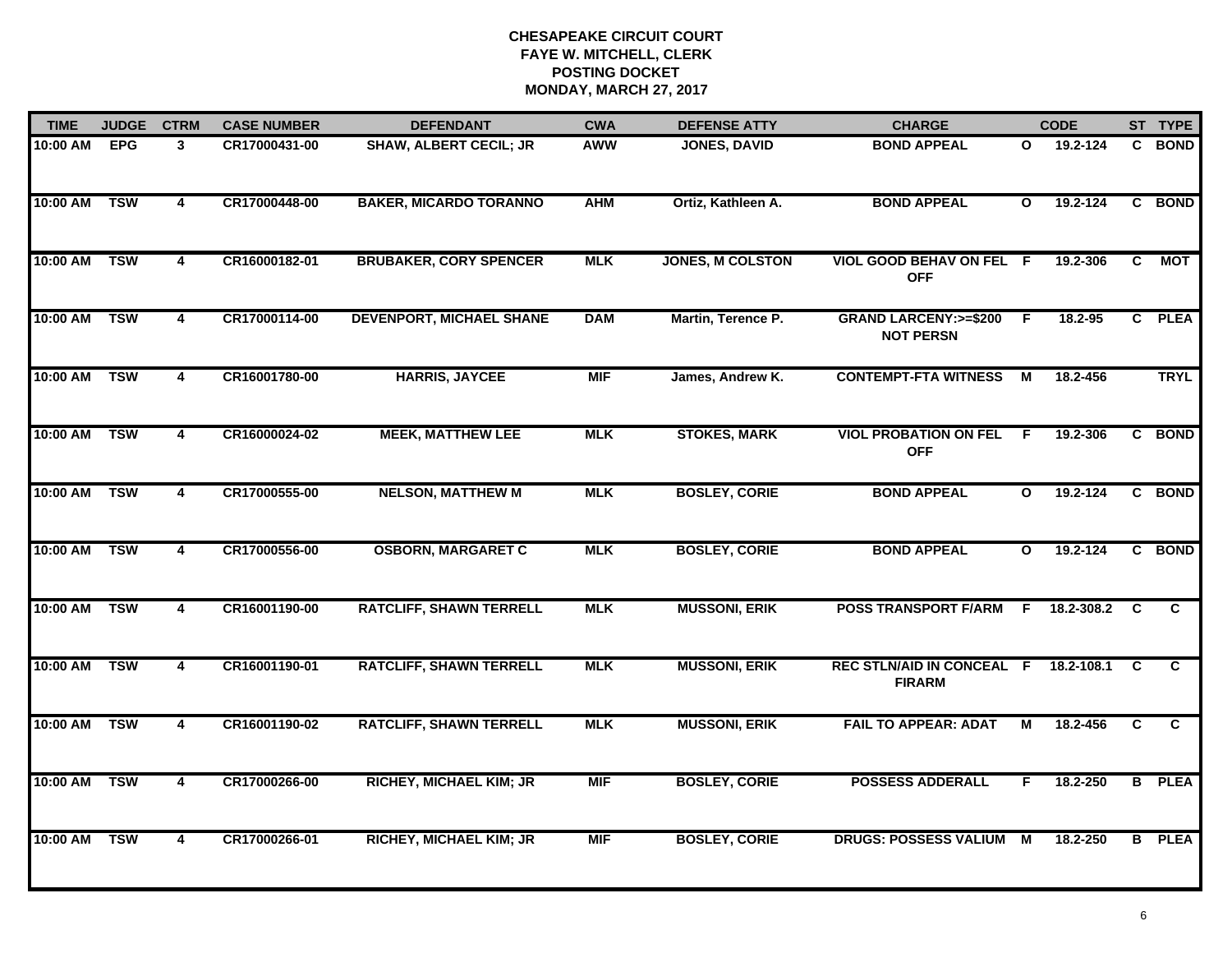# CHESAPEAKE CIRCUIT COURT
## FAYE W. MITCHELL, CLERK
## POSTING DOCKET
## MONDAY, MARCH 27, 2017

| TIME | JUDGE | CTRM | CASE NUMBER | DEFENDANT | CWA | DEFENSE ATTY | CHARGE | | CODE | ST | TYPE |
|---|---|---|---|---|---|---|---|---|---|---|---|
| 10:00 AM | EPG | 3 | CR17000431-00 | SHAW, ALBERT CECIL; JR | AWW | JONES, DAVID | BOND APPEAL | O | 19.2-124 | C | BOND |
| 10:00 AM | TSW | 4 | CR17000448-00 | BAKER, MICARDO TORANNO | AHM | Ortiz, Kathleen A. | BOND APPEAL | O | 19.2-124 | C | BOND |
| 10:00 AM | TSW | 4 | CR16000182-01 | BRUBAKER, CORY SPENCER | MLK | JONES, M COLSTON | VIOL GOOD BEHAV ON FEL OFF | F | 19.2-306 | C | MOT |
| 10:00 AM | TSW | 4 | CR17000114-00 | DEVENPORT, MICHAEL SHANE | DAM | Martin, Terence P. | GRAND LARCENY:>=$200 NOT PERSN | F | 18.2-95 | C | PLEA |
| 10:00 AM | TSW | 4 | CR16001780-00 | HARRIS, JAYCEE | MIF | James, Andrew K. | CONTEMPT-FTA WITNESS | M | 18.2-456 | | TRYL |
| 10:00 AM | TSW | 4 | CR16000024-02 | MEEK, MATTHEW LEE | MLK | STOKES, MARK | VIOL PROBATION ON FEL OFF | F | 19.2-306 | C | BOND |
| 10:00 AM | TSW | 4 | CR17000555-00 | NELSON, MATTHEW M | MLK | BOSLEY, CORIE | BOND APPEAL | O | 19.2-124 | C | BOND |
| 10:00 AM | TSW | 4 | CR17000556-00 | OSBORN, MARGARET C | MLK | BOSLEY, CORIE | BOND APPEAL | O | 19.2-124 | C | BOND |
| 10:00 AM | TSW | 4 | CR16001190-00 | RATCLIFF, SHAWN TERRELL | MLK | MUSSONI, ERIK | POSS TRANSPORT F/ARM | F | 18.2-308.2 | C | C |
| 10:00 AM | TSW | 4 | CR16001190-01 | RATCLIFF, SHAWN TERRELL | MLK | MUSSONI, ERIK | REC STLN/AID IN CONCEAL FIRARM | F | 18.2-108.1 | C | C |
| 10:00 AM | TSW | 4 | CR16001190-02 | RATCLIFF, SHAWN TERRELL | MLK | MUSSONI, ERIK | FAIL TO APPEAR: ADAT | M | 18.2-456 | C | C |
| 10:00 AM | TSW | 4 | CR17000266-00 | RICHEY, MICHAEL KIM; JR | MIF | BOSLEY, CORIE | POSSESS ADDERALL | F | 18.2-250 | B | PLEA |
| 10:00 AM | TSW | 4 | CR17000266-01 | RICHEY, MICHAEL KIM; JR | MIF | BOSLEY, CORIE | DRUGS: POSSESS VALIUM | M | 18.2-250 | B | PLEA |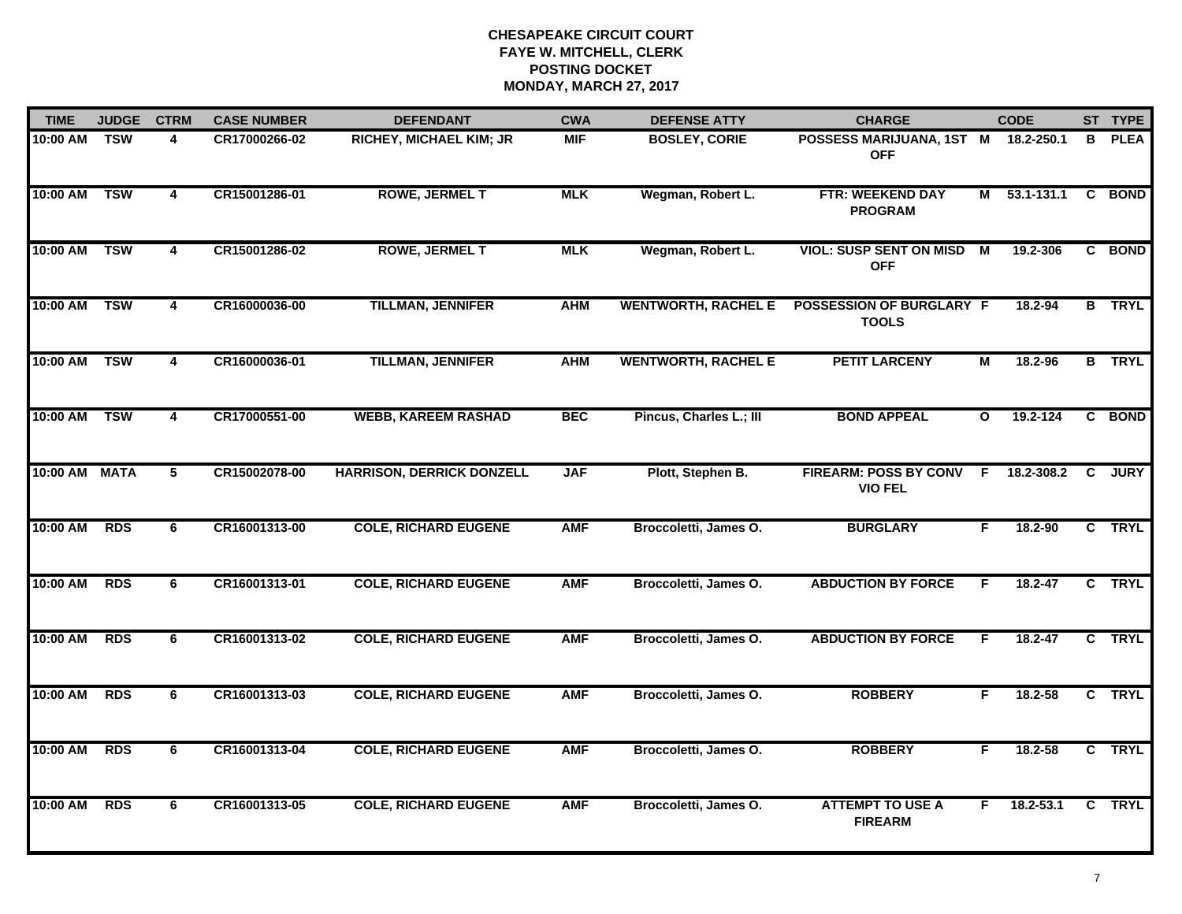# CHESAPEAKE CIRCUIT COURT
## FAYE W. MITCHELL, CLERK
## POSTING DOCKET
## MONDAY, MARCH 27, 2017

| TIME | JUDGE | CTRM | CASE NUMBER | DEFENDANT | CWA | DEFENSE ATTY | CHARGE | | CODE | ST | TYPE |
|---|---|---|---|---|---|---|---|---|---|---|---|
| 10:00 AM | TSW | 4 | CR17000266-02 | RICHEY, MICHAEL KIM; JR | MIF | BOSLEY, CORIE | POSSESS MARIJUANA, 1ST OFF | M | 18.2-250.1 | B | PLEA |
| 10:00 AM | TSW | 4 | CR15001286-01 | ROWE, JERMEL T | MLK | Wegman, Robert L. | FTR: WEEKEND DAY PROGRAM | M | 53.1-131.1 | C | BOND |
| 10:00 AM | TSW | 4 | CR15001286-02 | ROWE, JERMEL T | MLK | Wegman, Robert L. | VIOL: SUSP SENT ON MISD OFF | M | 19.2-306 | C | BOND |
| 10:00 AM | TSW | 4 | CR16000036-00 | TILLMAN, JENNIFER | AHM | WENTWORTH, RACHEL E | POSSESSION OF BURGLARY TOOLS | F | 18.2-94 | B | TRYL |
| 10:00 AM | TSW | 4 | CR16000036-01 | TILLMAN, JENNIFER | AHM | WENTWORTH, RACHEL E | PETIT LARCENY | M | 18.2-96 | B | TRYL |
| 10:00 AM | TSW | 4 | CR17000551-00 | WEBB, KAREEM RASHAD | BEC | Pincus, Charles L.; III | BOND APPEAL | O | 19.2-124 | C | BOND |
| 10:00 AM | MATA | 5 | CR15002078-00 | HARRISON, DERRICK DONZELL | JAF | Plott, Stephen B. | FIREARM: POSS BY CONV VIO FEL | F | 18.2-308.2 | C | JURY |
| 10:00 AM | RDS | 6 | CR16001313-00 | COLE, RICHARD EUGENE | AMF | Broccoletti, James O. | BURGLARY | F | 18.2-90 | C | TRYL |
| 10:00 AM | RDS | 6 | CR16001313-01 | COLE, RICHARD EUGENE | AMF | Broccoletti, James O. | ABDUCTION BY FORCE | F | 18.2-47 | C | TRYL |
| 10:00 AM | RDS | 6 | CR16001313-02 | COLE, RICHARD EUGENE | AMF | Broccoletti, James O. | ABDUCTION BY FORCE | F | 18.2-47 | C | TRYL |
| 10:00 AM | RDS | 6 | CR16001313-03 | COLE, RICHARD EUGENE | AMF | Broccoletti, James O. | ROBBERY | F | 18.2-58 | C | TRYL |
| 10:00 AM | RDS | 6 | CR16001313-04 | COLE, RICHARD EUGENE | AMF | Broccoletti, James O. | ROBBERY | F | 18.2-58 | C | TRYL |
| 10:00 AM | RDS | 6 | CR16001313-05 | COLE, RICHARD EUGENE | AMF | Broccoletti, James O. | ATTEMPT TO USE A FIREARM | F | 18.2-53.1 | C | TRYL |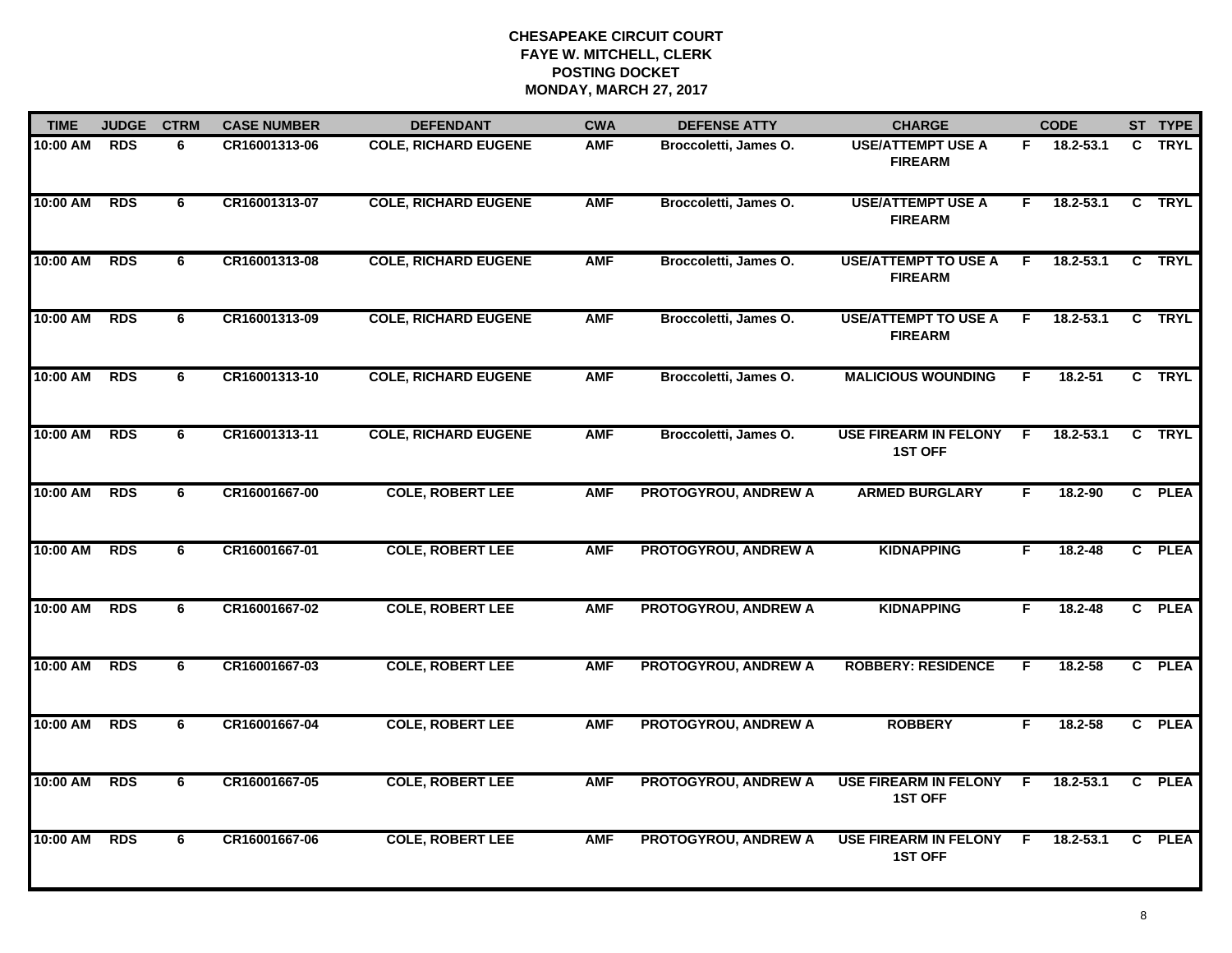# CHESAPEAKE CIRCUIT COURT
## FAYE W. MITCHELL, CLERK
## POSTING DOCKET
## MONDAY, MARCH 27, 2017

| TIME | JUDGE | CTRM | CASE NUMBER | DEFENDANT | CWA | DEFENSE ATTY | CHARGE | | CODE | ST | TYPE |
|---|---|---|---|---|---|---|---|---|---|---|---|
| 10:00 AM | RDS | 6 | CR16001313-06 | COLE, RICHARD EUGENE | AMF | Broccoletti, James O. | USE/ATTEMPT USE A FIREARM | F | 18.2-53.1 | C | TRYL |
| 10:00 AM | RDS | 6 | CR16001313-07 | COLE, RICHARD EUGENE | AMF | Broccoletti, James O. | USE/ATTEMPT USE A FIREARM | F | 18.2-53.1 | C | TRYL |
| 10:00 AM | RDS | 6 | CR16001313-08 | COLE, RICHARD EUGENE | AMF | Broccoletti, James O. | USE/ATTEMPT TO USE A FIREARM | F | 18.2-53.1 | C | TRYL |
| 10:00 AM | RDS | 6 | CR16001313-09 | COLE, RICHARD EUGENE | AMF | Broccoletti, James O. | USE/ATTEMPT TO USE A FIREARM | F | 18.2-53.1 | C | TRYL |
| 10:00 AM | RDS | 6 | CR16001313-10 | COLE, RICHARD EUGENE | AMF | Broccoletti, James O. | MALICIOUS WOUNDING | F | 18.2-51 | C | TRYL |
| 10:00 AM | RDS | 6 | CR16001313-11 | COLE, RICHARD EUGENE | AMF | Broccoletti, James O. | USE FIREARM IN FELONY 1ST OFF | F | 18.2-53.1 | C | TRYL |
| 10:00 AM | RDS | 6 | CR16001667-00 | COLE, ROBERT LEE | AMF | PROTOGYROU, ANDREW A | ARMED BURGLARY | F | 18.2-90 | C | PLEA |
| 10:00 AM | RDS | 6 | CR16001667-01 | COLE, ROBERT LEE | AMF | PROTOGYROU, ANDREW A | KIDNAPPING | F | 18.2-48 | C | PLEA |
| 10:00 AM | RDS | 6 | CR16001667-02 | COLE, ROBERT LEE | AMF | PROTOGYROU, ANDREW A | KIDNAPPING | F | 18.2-48 | C | PLEA |
| 10:00 AM | RDS | 6 | CR16001667-03 | COLE, ROBERT LEE | AMF | PROTOGYROU, ANDREW A | ROBBERY: RESIDENCE | F | 18.2-58 | C | PLEA |
| 10:00 AM | RDS | 6 | CR16001667-04 | COLE, ROBERT LEE | AMF | PROTOGYROU, ANDREW A | ROBBERY | F | 18.2-58 | C | PLEA |
| 10:00 AM | RDS | 6 | CR16001667-05 | COLE, ROBERT LEE | AMF | PROTOGYROU, ANDREW A | USE FIREARM IN FELONY 1ST OFF | F | 18.2-53.1 | C | PLEA |
| 10:00 AM | RDS | 6 | CR16001667-06 | COLE, ROBERT LEE | AMF | PROTOGYROU, ANDREW A | USE FIREARM IN FELONY 1ST OFF | F | 18.2-53.1 | C | PLEA |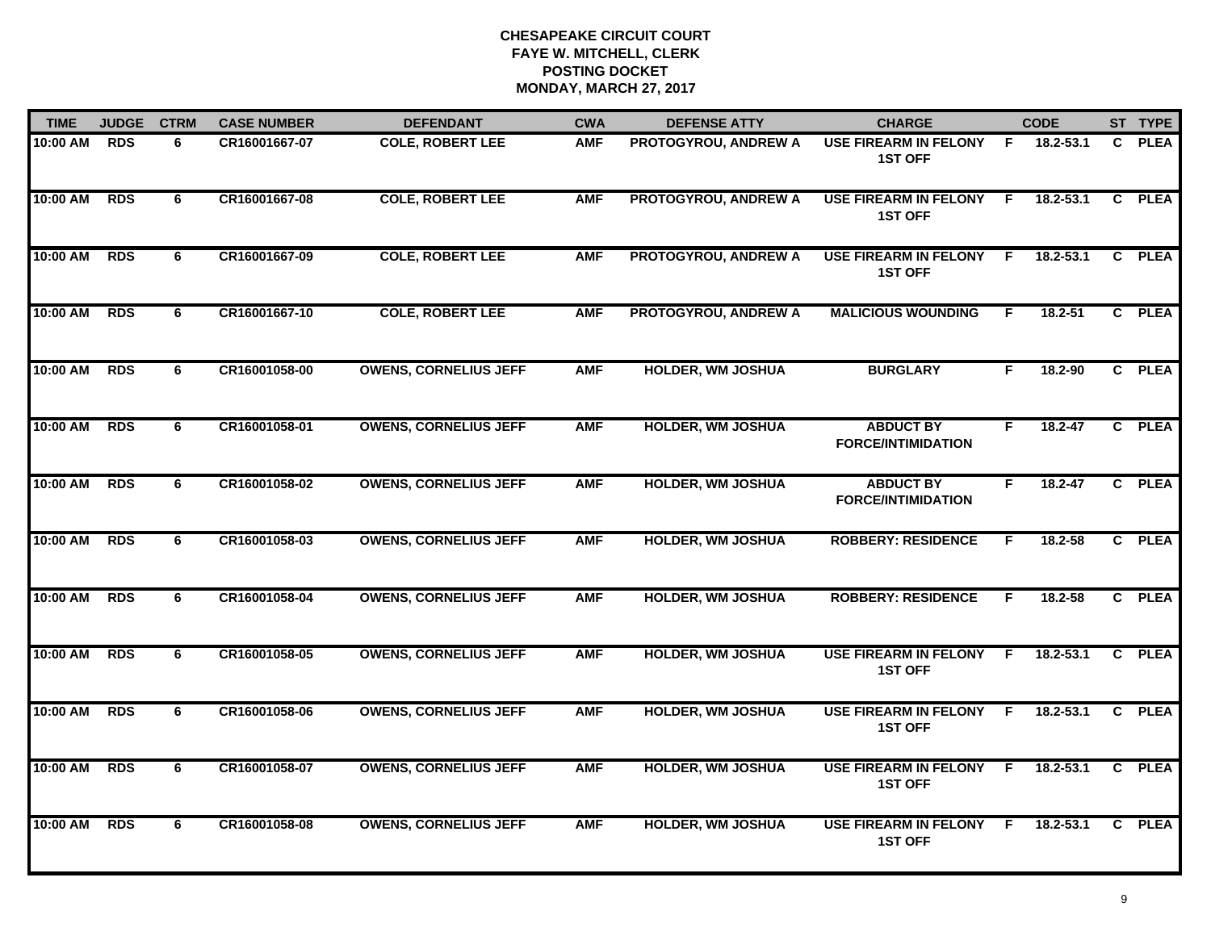**CHESAPEAKE CIRCUIT COURT**
**FAYE W. MITCHELL, CLERK**
**POSTING DOCKET**
**MONDAY, MARCH 27, 2017**

| TIME | JUDGE | CTRM | CASE NUMBER | DEFENDANT | CWA | DEFENSE ATTY | CHARGE | | CODE | ST | TYPE |
|---|---|---|---|---|---|---|---|---|---|---|---|
| 10:00 AM | RDS | 6 | CR16001667-07 | COLE, ROBERT LEE | AMF | PROTOGYROU, ANDREW A | USE FIREARM IN FELONY 1ST OFF | F | 18.2-53.1 | C | PLEA |
| 10:00 AM | RDS | 6 | CR16001667-08 | COLE, ROBERT LEE | AMF | PROTOGYROU, ANDREW A | USE FIREARM IN FELONY 1ST OFF | F | 18.2-53.1 | C | PLEA |
| 10:00 AM | RDS | 6 | CR16001667-09 | COLE, ROBERT LEE | AMF | PROTOGYROU, ANDREW A | USE FIREARM IN FELONY 1ST OFF | F | 18.2-53.1 | C | PLEA |
| 10:00 AM | RDS | 6 | CR16001667-10 | COLE, ROBERT LEE | AMF | PROTOGYROU, ANDREW A | MALICIOUS WOUNDING | F | 18.2-51 | C | PLEA |
| 10:00 AM | RDS | 6 | CR16001058-00 | OWENS, CORNELIUS JEFF | AMF | HOLDER, WM JOSHUA | BURGLARY | F | 18.2-90 | C | PLEA |
| 10:00 AM | RDS | 6 | CR16001058-01 | OWENS, CORNELIUS JEFF | AMF | HOLDER, WM JOSHUA | ABDUCT BY FORCE/INTIMIDATION | F | 18.2-47 | C | PLEA |
| 10:00 AM | RDS | 6 | CR16001058-02 | OWENS, CORNELIUS JEFF | AMF | HOLDER, WM JOSHUA | ABDUCT BY FORCE/INTIMIDATION | F | 18.2-47 | C | PLEA |
| 10:00 AM | RDS | 6 | CR16001058-03 | OWENS, CORNELIUS JEFF | AMF | HOLDER, WM JOSHUA | ROBBERY: RESIDENCE | F | 18.2-58 | C | PLEA |
| 10:00 AM | RDS | 6 | CR16001058-04 | OWENS, CORNELIUS JEFF | AMF | HOLDER, WM JOSHUA | ROBBERY: RESIDENCE | F | 18.2-58 | C | PLEA |
| 10:00 AM | RDS | 6 | CR16001058-05 | OWENS, CORNELIUS JEFF | AMF | HOLDER, WM JOSHUA | USE FIREARM IN FELONY 1ST OFF | F | 18.2-53.1 | C | PLEA |
| 10:00 AM | RDS | 6 | CR16001058-06 | OWENS, CORNELIUS JEFF | AMF | HOLDER, WM JOSHUA | USE FIREARM IN FELONY 1ST OFF | F | 18.2-53.1 | C | PLEA |
| 10:00 AM | RDS | 6 | CR16001058-07 | OWENS, CORNELIUS JEFF | AMF | HOLDER, WM JOSHUA | USE FIREARM IN FELONY 1ST OFF | F | 18.2-53.1 | C | PLEA |
| 10:00 AM | RDS | 6 | CR16001058-08 | OWENS, CORNELIUS JEFF | AMF | HOLDER, WM JOSHUA | USE FIREARM IN FELONY 1ST OFF | F | 18.2-53.1 | C | PLEA |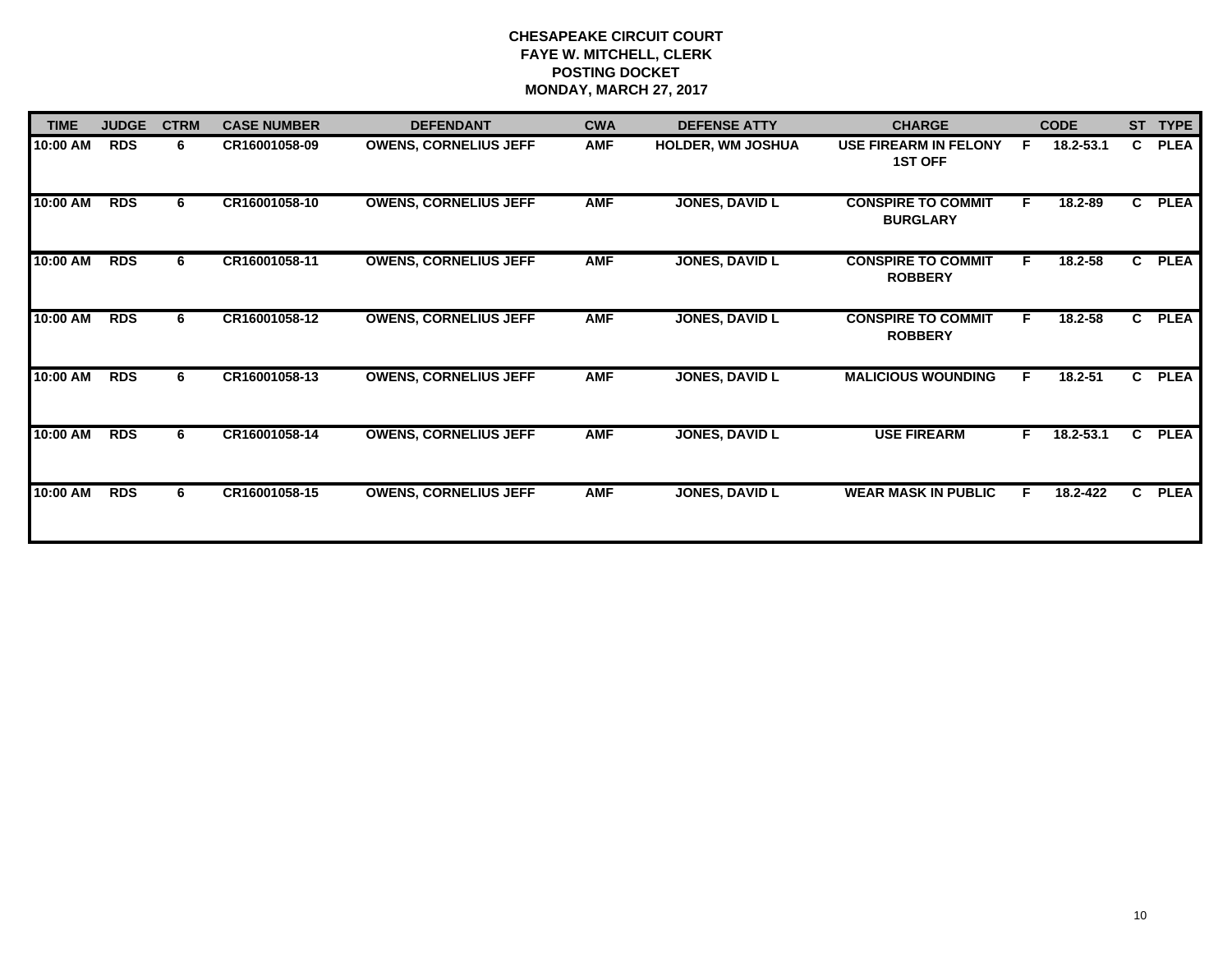**CHESAPEAKE CIRCUIT COURT**
**FAYE W. MITCHELL, CLERK**
**POSTING DOCKET**
**MONDAY, MARCH 27, 2017**

| TIME | JUDGE | CTRM | CASE NUMBER | DEFENDANT | CWA | DEFENSE ATTY | CHARGE | | CODE | ST | TYPE |
|---|---|---|---|---|---|---|---|---|---|---|---|
| 10:00 AM | RDS | 6 | CR16001058-09 | OWENS, CORNELIUS JEFF | AMF | HOLDER, WM JOSHUA | USE FIREARM IN FELONY 1ST OFF | F | 18.2-53.1 | C | PLEA |
| 10:00 AM | RDS | 6 | CR16001058-10 | OWENS, CORNELIUS JEFF | AMF | JONES, DAVID L | CONSPIRE TO COMMIT BURGLARY | F | 18.2-89 | C | PLEA |
| 10:00 AM | RDS | 6 | CR16001058-11 | OWENS, CORNELIUS JEFF | AMF | JONES, DAVID L | CONSPIRE TO COMMIT ROBBERY | F | 18.2-58 | C | PLEA |
| 10:00 AM | RDS | 6 | CR16001058-12 | OWENS, CORNELIUS JEFF | AMF | JONES, DAVID L | CONSPIRE TO COMMIT ROBBERY | F | 18.2-58 | C | PLEA |
| 10:00 AM | RDS | 6 | CR16001058-13 | OWENS, CORNELIUS JEFF | AMF | JONES, DAVID L | MALICIOUS WOUNDING | F | 18.2-51 | C | PLEA |
| 10:00 AM | RDS | 6 | CR16001058-14 | OWENS, CORNELIUS JEFF | AMF | JONES, DAVID L | USE FIREARM | F | 18.2-53.1 | C | PLEA |
| 10:00 AM | RDS | 6 | CR16001058-15 | OWENS, CORNELIUS JEFF | AMF | JONES, DAVID L | WEAR MASK IN PUBLIC | F | 18.2-422 | C | PLEA |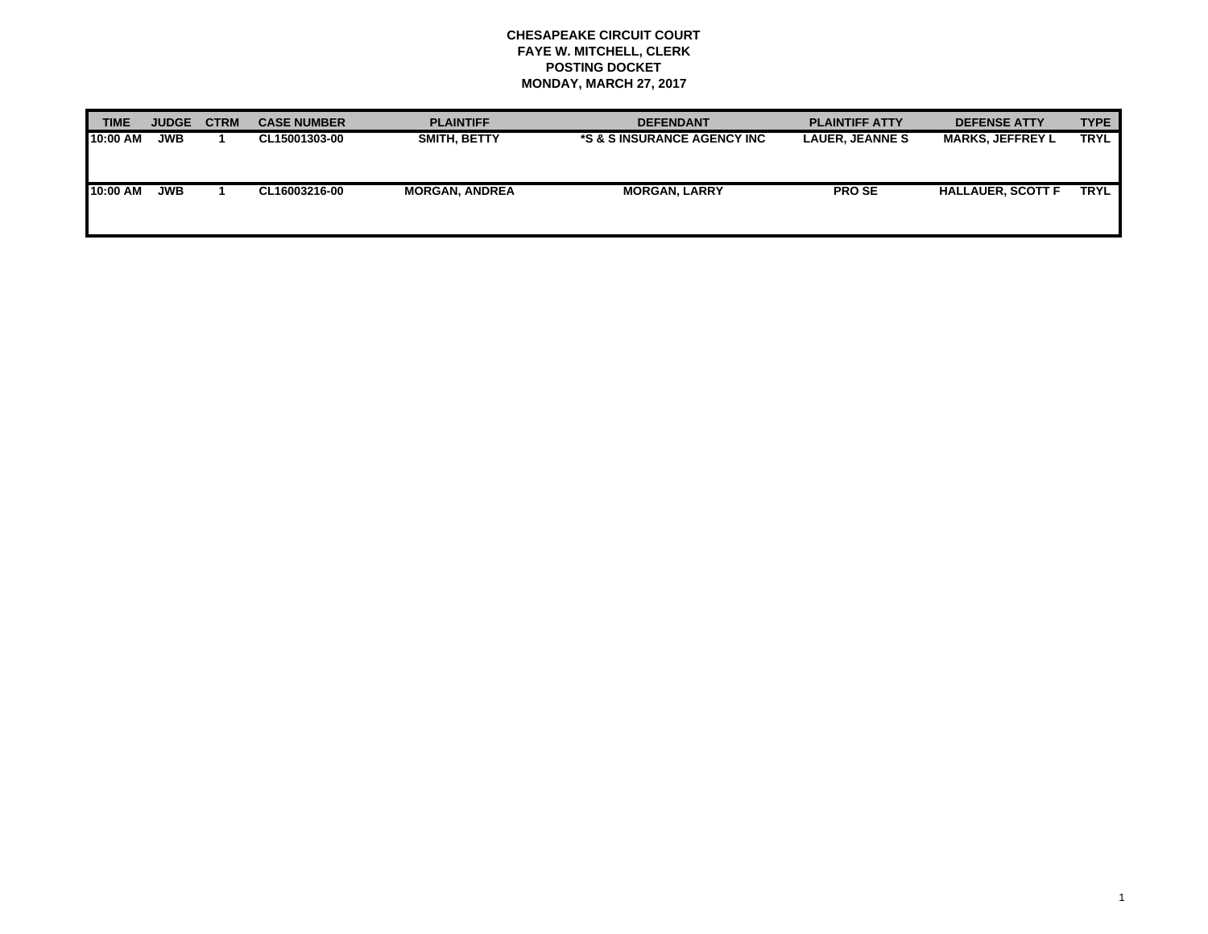**CHESAPEAKE CIRCUIT COURT**
**FAYE W. MITCHELL, CLERK**
**POSTING DOCKET**
**MONDAY, MARCH 27, 2017**

| TIME | JUDGE | CTRM | CASE NUMBER | PLAINTIFF | DEFENDANT | PLAINTIFF ATTY | DEFENSE ATTY | TYPE |
|---|---|---|---|---|---|---|---|---|
| 10:00 AM | JWB | 1 | CL15001303-00 | SMITH, BETTY | *S & S INSURANCE AGENCY INC | LAUER, JEANNE S | MARKS, JEFFREY L | TRYL |
| 10:00 AM | JWB | 1 | CL16003216-00 | MORGAN, ANDREA | MORGAN, LARRY | PRO SE | HALLAUER, SCOTT F | TRYL |